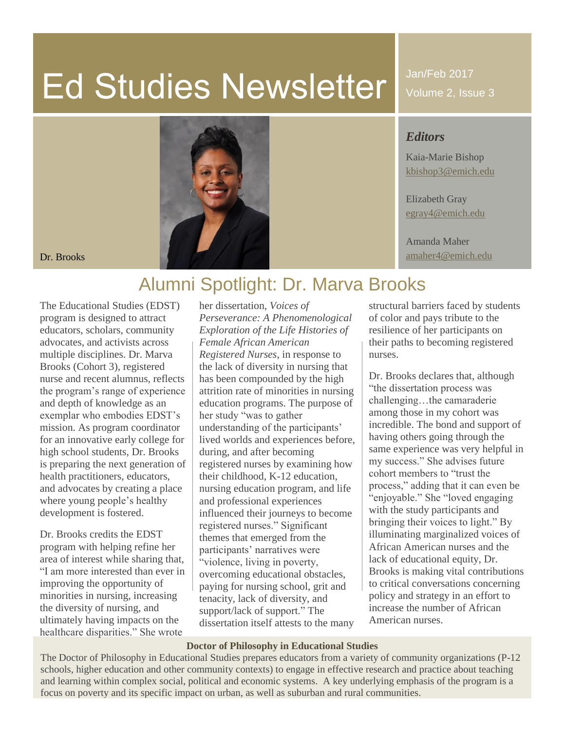# Ed Studies Newsletter

Jan/Feb 2017

Volume 2, Issue 3

### *Editors*

Kaia-Marie Bishop
kbishop3@emich.edu

Elizabeth Gray
egray4@emich.edu

Amanda Maher
amaher4@emich.edu

Dr. Brooks

## Alumni Spotlight: Dr. Marva Brooks

The Educational Studies (EDST) program is designed to attract educators, scholars, community advocates, and activists across multiple disciplines. Dr. Marva Brooks (Cohort 3), registered nurse and recent alumnus, reflects the program's range of experience and depth of knowledge as an exemplar who embodies EDST's mission. As program coordinator for an innovative early college for high school students, Dr. Brooks is preparing the next generation of health practitioners, educators, and advocates by creating a place where young people's healthy development is fostered.

Dr. Brooks credits the EDST program with helping refine her area of interest while sharing that, "I am more interested than ever in improving the opportunity of minorities in nursing, increasing the diversity of nursing, and ultimately having impacts on the healthcare disparities." She wrote her dissertation, *Voices of Perseverance: A Phenomenological Exploration of the Life Histories of Female African American Registered Nurses*, in response to the lack of diversity in nursing that has been compounded by the high attrition rate of minorities in nursing education programs. The purpose of her study "was to gather understanding of the participants' lived worlds and experiences before, during, and after becoming registered nurses by examining how their childhood, K-12 education, nursing education program, and life and professional experiences influenced their journeys to become registered nurses." Significant themes that emerged from the participants' narratives were "violence, living in poverty, overcoming educational obstacles, paying for nursing school, grit and tenacity, lack of diversity, and support/lack of support." The dissertation itself attests to the many structural barriers faced by students of color and pays tribute to the resilience of her participants on their paths to becoming registered nurses.

Dr. Brooks declares that, although "the dissertation process was challenging…the camaraderie among those in my cohort was incredible. The bond and support of having others going through the same experience was very helpful in my success." She advises future cohort members to "trust the process," adding that it can even be "enjoyable." She "loved engaging with the study participants and bringing their voices to light." By illuminating marginalized voices of African American nurses and the lack of educational equity, Dr. Brooks is making vital contributions to critical conversations concerning policy and strategy in an effort to increase the number of African American nurses.

**Doctor of Philosophy in Educational Studies**

The Doctor of Philosophy in Educational Studies prepares educators from a variety of community organizations (P-12 schools, higher education and other community contexts) to engage in effective research and practice about teaching and learning within complex social, political and economic systems. A key underlying emphasis of the program is a focus on poverty and its specific impact on urban, as well as suburban and rural communities.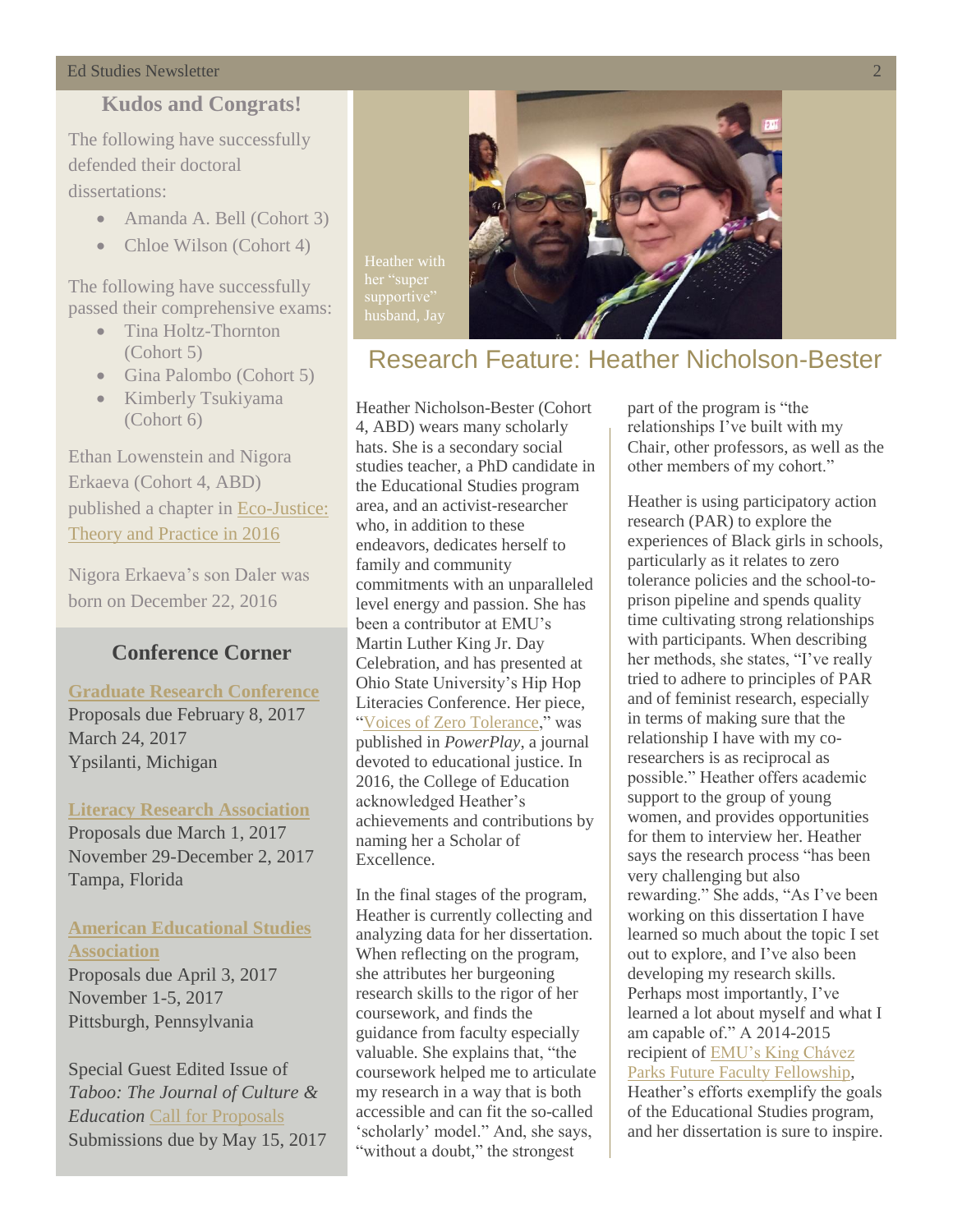## Kudos and Congrats!

The following have successfully defended their doctoral dissertations:

- Amanda A. Bell (Cohort 3)
- Chloe Wilson (Cohort 4)

The following have successfully passed their comprehensive exams:

- Tina Holtz-Thornton (Cohort 5)
- Gina Palombo (Cohort 5)
- Kimberly Tsukiyama (Cohort 6)

Ethan Lowenstein and Nigora Erkaeva (Cohort 4, ABD) published a chapter in Eco-Justice: Theory and Practice in 2016

Nigora Erkaeva's son Daler was born on December 22, 2016

## Conference Corner

**Graduate Research Conference**
Proposals due February 8, 2017
March 24, 2017
Ypsilanti, Michigan

**Literacy Research Association**
Proposals due March 1, 2017
November 29-December 2, 2017
Tampa, Florida

**American Educational Studies Association**
Proposals due April 3, 2017
November 1-5, 2017
Pittsburgh, Pennsylvania

Special Guest Edited Issue of *Taboo: The Journal of Culture & Education* Call for Proposals
Submissions due by May 15, 2017

Heather with her "super supportive" husband, Jay

## Research Feature: Heather Nicholson-Bester

Heather Nicholson-Bester (Cohort 4, ABD) wears many scholarly hats. She is a secondary social studies teacher, a PhD candidate in the Educational Studies program area, and an activist-researcher who, in addition to these endeavors, dedicates herself to family and community commitments with an unparalleled level energy and passion. She has been a contributor at EMU's Martin Luther King Jr. Day Celebration, and has presented at Ohio State University's Hip Hop Literacies Conference. Her piece, "Voices of Zero Tolerance," was published in *PowerPlay*, a journal devoted to educational justice. In 2016, the College of Education acknowledged Heather's achievements and contributions by naming her a Scholar of Excellence.

In the final stages of the program, Heather is currently collecting and analyzing data for her dissertation. When reflecting on the program, she attributes her burgeoning research skills to the rigor of her coursework, and finds the guidance from faculty especially valuable. She explains that, "the coursework helped me to articulate my research in a way that is both accessible and can fit the so-called 'scholarly' model." And, she says, "without a doubt," the strongest part of the program is "the relationships I've built with my Chair, other professors, as well as the other members of my cohort."

Heather is using participatory action research (PAR) to explore the experiences of Black girls in schools, particularly as it relates to zero tolerance policies and the school-to-prison pipeline and spends quality time cultivating strong relationships with participants. When describing her methods, she states, "I've really tried to adhere to principles of PAR and of feminist research, especially in terms of making sure that the relationship I have with my co-researchers is as reciprocal as possible." Heather offers academic support to the group of young women, and provides opportunities for them to interview her. Heather says the research process "has been very challenging but also rewarding." She adds, "As I've been working on this dissertation I have learned so much about the topic I set out to explore, and I've also been developing my research skills. Perhaps most importantly, I've learned a lot about myself and what I am capable of." A 2014-2015 recipient of EMU's King Chávez Parks Future Faculty Fellowship, Heather's efforts exemplify the goals of the Educational Studies program, and her dissertation is sure to inspire.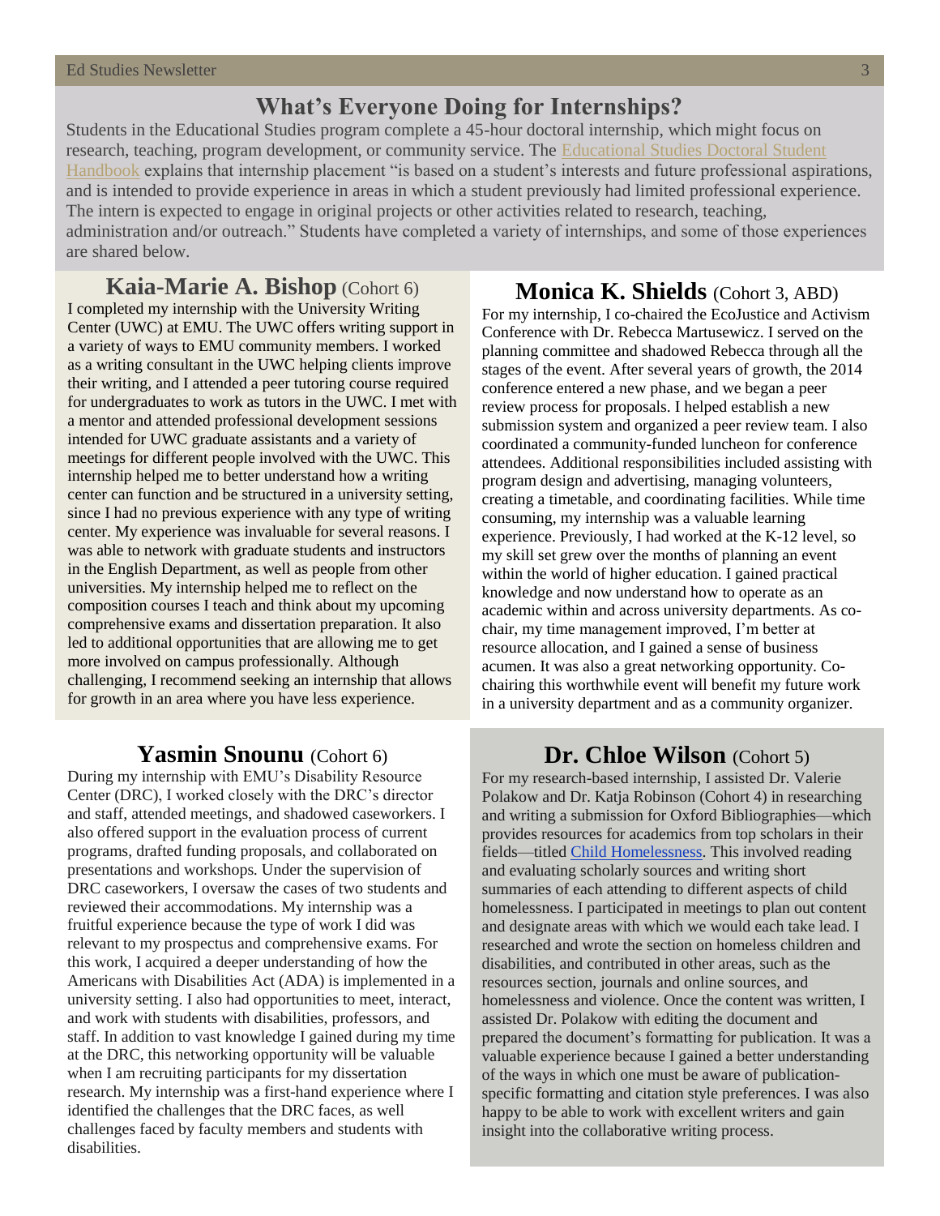## What's Everyone Doing for Internships?

Students in the Educational Studies program complete a 45-hour doctoral internship, which might focus on research, teaching, program development, or community service. The Educational Studies Doctoral Student Handbook explains that internship placement "is based on a student's interests and future professional aspirations, and is intended to provide experience in areas in which a student previously had limited professional experience. The intern is expected to engage in original projects or other activities related to research, teaching, administration and/or outreach." Students have completed a variety of internships, and some of those experiences are shared below.

### Kaia-Marie A. Bishop (Cohort 6)

I completed my internship with the University Writing Center (UWC) at EMU. The UWC offers writing support in a variety of ways to EMU community members. I worked as a writing consultant in the UWC helping clients improve their writing, and I attended a peer tutoring course required for undergraduates to work as tutors in the UWC. I met with a mentor and attended professional development sessions intended for UWC graduate assistants and a variety of meetings for different people involved with the UWC. This internship helped me to better understand how a writing center can function and be structured in a university setting, since I had no previous experience with any type of writing center. My experience was invaluable for several reasons. I was able to network with graduate students and instructors in the English Department, as well as people from other universities. My internship helped me to reflect on the composition courses I teach and think about my upcoming comprehensive exams and dissertation preparation. It also led to additional opportunities that are allowing me to get more involved on campus professionally. Although challenging, I recommend seeking an internship that allows for growth in an area where you have less experience.

### Monica K. Shields (Cohort 3, ABD)

For my internship, I co-chaired the EcoJustice and Activism Conference with Dr. Rebecca Martusewicz. I served on the planning committee and shadowed Rebecca through all the stages of the event. After several years of growth, the 2014 conference entered a new phase, and we began a peer review process for proposals. I helped establish a new submission system and organized a peer review team. I also coordinated a community-funded luncheon for conference attendees. Additional responsibilities included assisting with program design and advertising, managing volunteers, creating a timetable, and coordinating facilities. While time consuming, my internship was a valuable learning experience. Previously, I had worked at the K-12 level, so my skill set grew over the months of planning an event within the world of higher education. I gained practical knowledge and now understand how to operate as an academic within and across university departments. As co-chair, my time management improved, I'm better at resource allocation, and I gained a sense of business acumen. It was also a great networking opportunity. Co-chairing this worthwhile event will benefit my future work in a university department and as a community organizer.

### Yasmin Snounu (Cohort 6)

During my internship with EMU's Disability Resource Center (DRC), I worked closely with the DRC's director and staff, attended meetings, and shadowed caseworkers. I also offered support in the evaluation process of current programs, drafted funding proposals, and collaborated on presentations and workshops. Under the supervision of DRC caseworkers, I oversaw the cases of two students and reviewed their accommodations. My internship was a fruitful experience because the type of work I did was relevant to my prospectus and comprehensive exams. For this work, I acquired a deeper understanding of how the Americans with Disabilities Act (ADA) is implemented in a university setting. I also had opportunities to meet, interact, and work with students with disabilities, professors, and staff. In addition to vast knowledge I gained during my time at the DRC, this networking opportunity will be valuable when I am recruiting participants for my dissertation research. My internship was a first-hand experience where I identified the challenges that the DRC faces, as well challenges faced by faculty members and students with disabilities.

### Dr. Chloe Wilson (Cohort 5)

For my research-based internship, I assisted Dr. Valerie Polakow and Dr. Katja Robinson (Cohort 4) in researching and writing a submission for Oxford Bibliographies—which provides resources for academics from top scholars in their fields—titled Child Homelessness. This involved reading and evaluating scholarly sources and writing short summaries of each attending to different aspects of child homelessness. I participated in meetings to plan out content and designate areas with which we would each take lead. I researched and wrote the section on homeless children and disabilities, and contributed in other areas, such as the resources section, journals and online sources, and homelessness and violence. Once the content was written, I assisted Dr. Polakow with editing the document and prepared the document's formatting for publication. It was a valuable experience because I gained a better understanding of the ways in which one must be aware of publication-specific formatting and citation style preferences. I was also happy to be able to work with excellent writers and gain insight into the collaborative writing process.